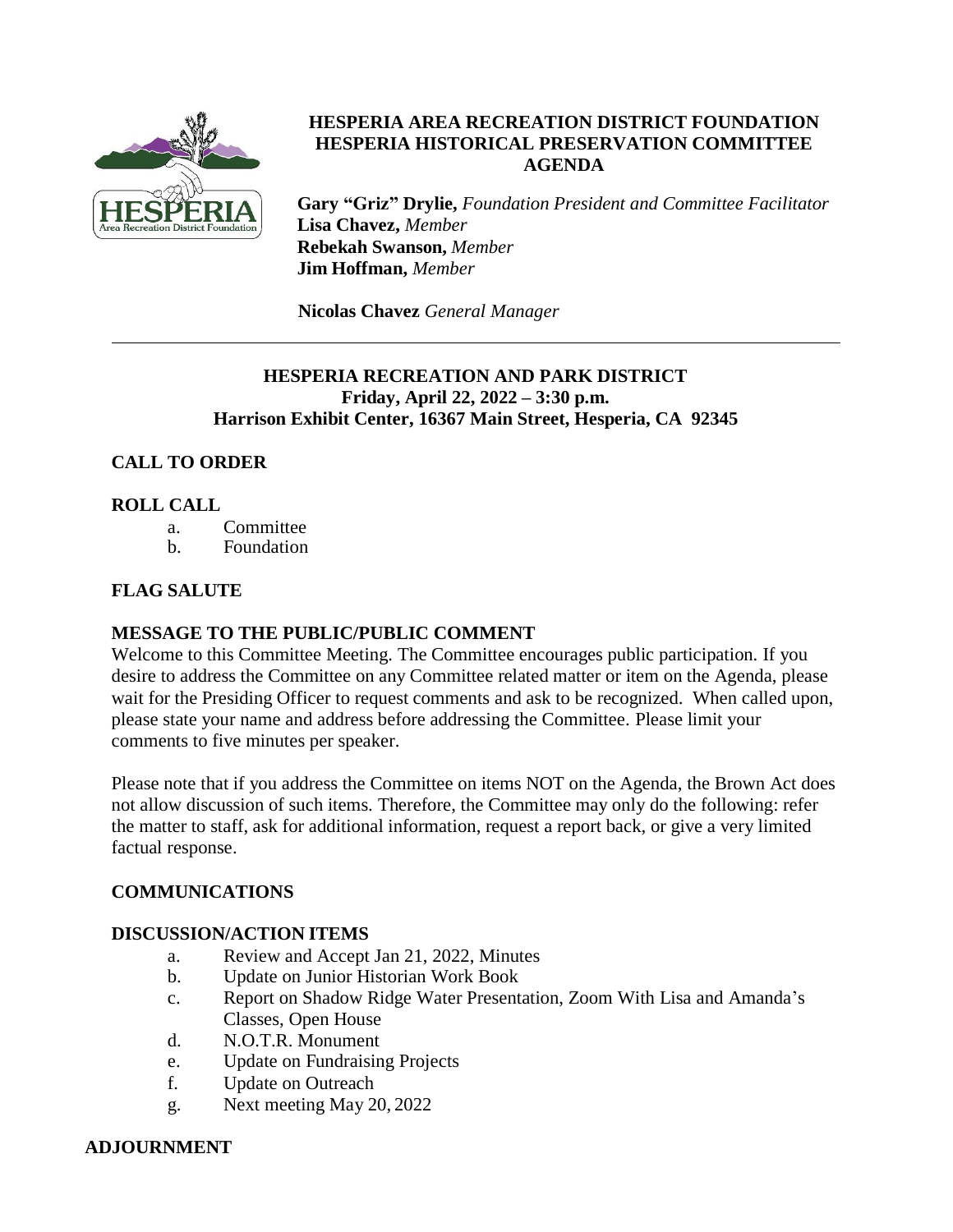# HESPERIA AREA RECREATION DISTRICT FOUNDATION
# HESPERIA HISTORICAL PRESERVATION COMMITTEE
# AGENDA

**Gary "Griz" Drylie,** *Foundation President and Committee Facilitator*
**Lisa Chavez,** *Member*
**Rebekah Swanson,** *Member*
**Jim Hoffman,** *Member*

**Nicolas Chavez** *General Manager*

---

**HESPERIA RECREATION AND PARK DISTRICT**
**Friday, April 22, 2022 – 3:30 p.m.**
**Harrison Exhibit Center, 16367 Main Street, Hesperia, CA 92345**

## CALL TO ORDER

## ROLL CALL

a. Committee
b. Foundation

## FLAG SALUTE

## MESSAGE TO THE PUBLIC/PUBLIC COMMENT

Welcome to this Committee Meeting. The Committee encourages public participation. If you desire to address the Committee on any Committee related matter or item on the Agenda, please wait for the Presiding Officer to request comments and ask to be recognized. When called upon, please state your name and address before addressing the Committee. Please limit your comments to five minutes per speaker.

Please note that if you address the Committee on items NOT on the Agenda, the Brown Act does not allow discussion of such items. Therefore, the Committee may only do the following: refer the matter to staff, ask for additional information, request a report back, or give a very limited factual response.

## COMMUNICATIONS

## DISCUSSION/ACTION ITEMS

a. Review and Accept Jan 21, 2022, Minutes
b. Update on Junior Historian Work Book
c. Report on Shadow Ridge Water Presentation, Zoom With Lisa and Amanda's Classes, Open House
d. N.O.T.R. Monument
e. Update on Fundraising Projects
f. Update on Outreach
g. Next meeting May 20, 2022

## ADJOURNMENT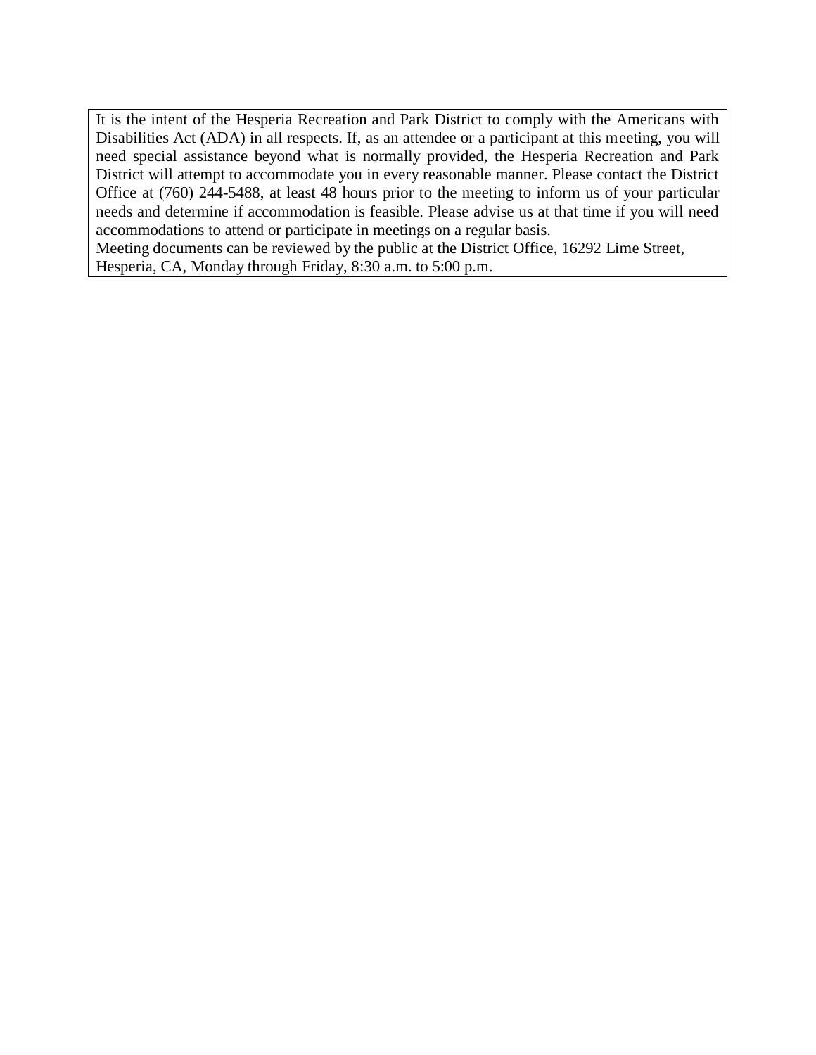It is the intent of the Hesperia Recreation and Park District to comply with the Americans with Disabilities Act (ADA) in all respects. If, as an attendee or a participant at this meeting, you will need special assistance beyond what is normally provided, the Hesperia Recreation and Park District will attempt to accommodate you in every reasonable manner. Please contact the District Office at (760) 244-5488, at least 48 hours prior to the meeting to inform us of your particular needs and determine if accommodation is feasible. Please advise us at that time if you will need accommodations to attend or participate in meetings on a regular basis.
Meeting documents can be reviewed by the public at the District Office, 16292 Lime Street, Hesperia, CA, Monday through Friday, 8:30 a.m. to 5:00 p.m.